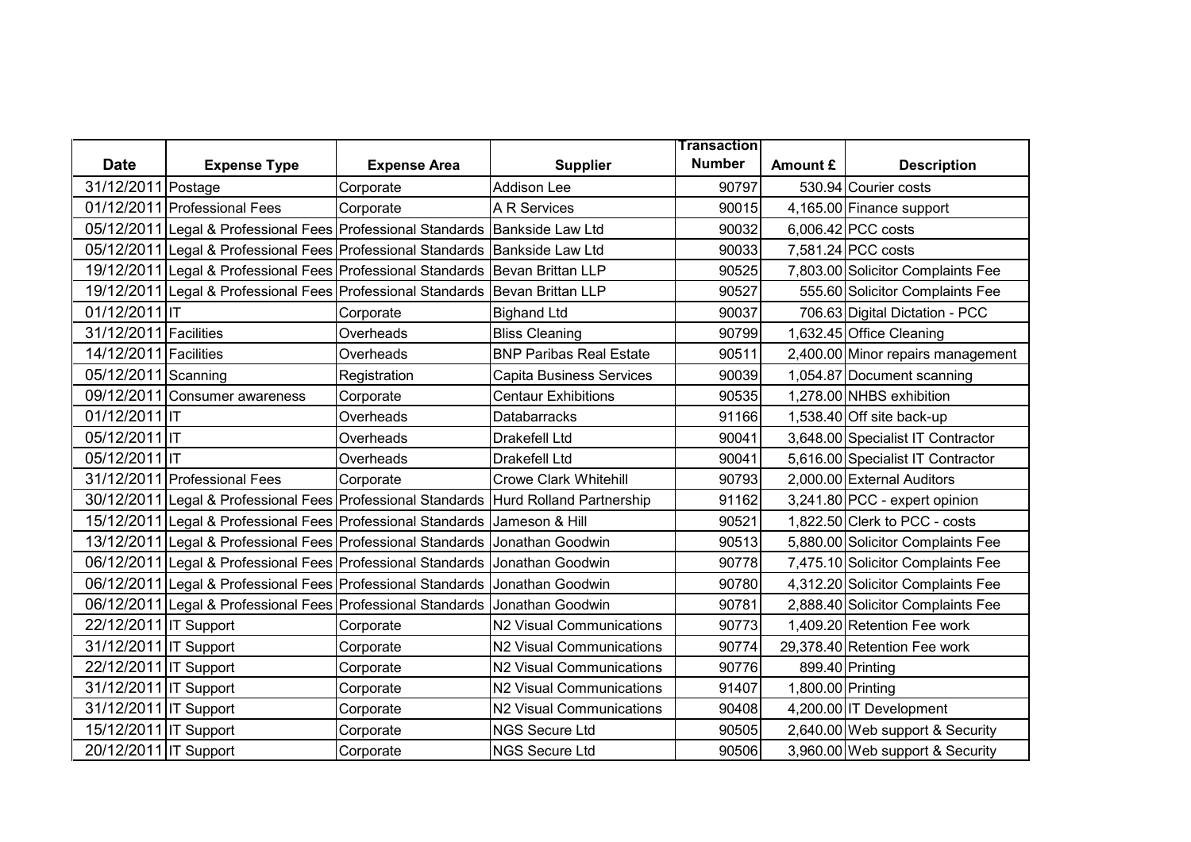| Date | Expense Type | Expense Area | Supplier | Transaction Number | Amount £ | Description |
|---|---|---|---|---|---|---|
| 31/12/2011 | Postage | Corporate | Addison Lee | 90797 | 530.94 | Courier costs |
| 01/12/2011 | Professional Fees | Corporate | A R Services | 90015 | 4,165.00 | Finance support |
| 05/12/2011 | Legal & Professional Fees | Professional Standards | Bankside Law Ltd | 90032 | 6,006.42 | PCC costs |
| 05/12/2011 | Legal & Professional Fees | Professional Standards | Bankside Law Ltd | 90033 | 7,581.24 | PCC costs |
| 19/12/2011 | Legal & Professional Fees | Professional Standards | Bevan Brittan LLP | 90525 | 7,803.00 | Solicitor Complaints Fee |
| 19/12/2011 | Legal & Professional Fees | Professional Standards | Bevan Brittan LLP | 90527 | 555.60 | Solicitor Complaints Fee |
| 01/12/2011 | IT | Corporate | Bighand Ltd | 90037 | 706.63 | Digital Dictation - PCC |
| 31/12/2011 | Facilities | Overheads | Bliss Cleaning | 90799 | 1,632.45 | Office Cleaning |
| 14/12/2011 | Facilities | Overheads | BNP Paribas Real Estate | 90511 | 2,400.00 | Minor repairs management |
| 05/12/2011 | Scanning | Registration | Capita Business Services | 90039 | 1,054.87 | Document scanning |
| 09/12/2011 | Consumer awareness | Corporate | Centaur Exhibitions | 90535 | 1,278.00 | NHBS exhibition |
| 01/12/2011 | IT | Overheads | Databarracks | 91166 | 1,538.40 | Off site back-up |
| 05/12/2011 | IT | Overheads | Drakefell Ltd | 90041 | 3,648.00 | Specialist IT Contractor |
| 05/12/2011 | IT | Overheads | Drakefell Ltd | 90041 | 5,616.00 | Specialist IT Contractor |
| 31/12/2011 | Professional Fees | Corporate | Crowe Clark Whitehill | 90793 | 2,000.00 | External Auditors |
| 30/12/2011 | Legal & Professional Fees | Professional Standards | Hurd Rolland Partnership | 91162 | 3,241.80 | PCC - expert opinion |
| 15/12/2011 | Legal & Professional Fees | Professional Standards | Jameson & Hill | 90521 | 1,822.50 | Clerk to PCC - costs |
| 13/12/2011 | Legal & Professional Fees | Professional Standards | Jonathan Goodwin | 90513 | 5,880.00 | Solicitor Complaints Fee |
| 06/12/2011 | Legal & Professional Fees | Professional Standards | Jonathan Goodwin | 90778 | 7,475.10 | Solicitor Complaints Fee |
| 06/12/2011 | Legal & Professional Fees | Professional Standards | Jonathan Goodwin | 90780 | 4,312.20 | Solicitor Complaints Fee |
| 06/12/2011 | Legal & Professional Fees | Professional Standards | Jonathan Goodwin | 90781 | 2,888.40 | Solicitor Complaints Fee |
| 22/12/2011 | IT Support | Corporate | N2 Visual Communications | 90773 | 1,409.20 | Retention Fee work |
| 31/12/2011 | IT Support | Corporate | N2 Visual Communications | 90774 | 29,378.40 | Retention Fee work |
| 22/12/2011 | IT Support | Corporate | N2 Visual Communications | 90776 | 899.40 | Printing |
| 31/12/2011 | IT Support | Corporate | N2 Visual Communications | 91407 | 1,800.00 | Printing |
| 31/12/2011 | IT Support | Corporate | N2 Visual Communications | 90408 | 4,200.00 | IT Development |
| 15/12/2011 | IT Support | Corporate | NGS Secure Ltd | 90505 | 2,640.00 | Web support & Security |
| 20/12/2011 | IT Support | Corporate | NGS Secure Ltd | 90506 | 3,960.00 | Web support & Security |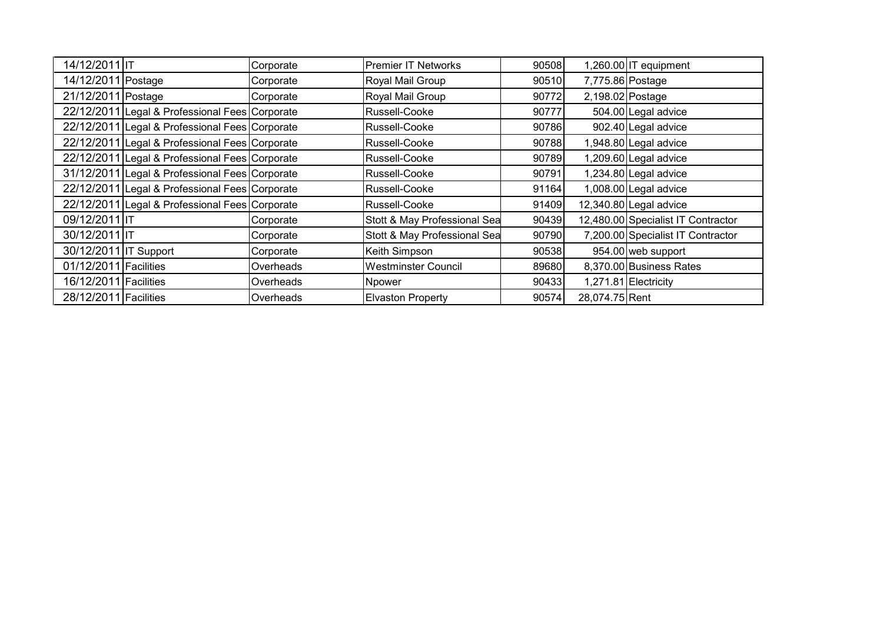| | | | | | | |
|---|---|---|---|---|---|---|
| 14/12/2011 | IT | Corporate | Premier IT Networks | 90508 | 1,260.00 | IT equipment |
| 14/12/2011 | Postage | Corporate | Royal Mail Group | 90510 | 7,775.86 | Postage |
| 21/12/2011 | Postage | Corporate | Royal Mail Group | 90772 | 2,198.02 | Postage |
| 22/12/2011 | Legal & Professional Fees | Corporate | Russell-Cooke | 90777 | 504.00 | Legal advice |
| 22/12/2011 | Legal & Professional Fees | Corporate | Russell-Cooke | 90786 | 902.40 | Legal advice |
| 22/12/2011 | Legal & Professional Fees | Corporate | Russell-Cooke | 90788 | 1,948.80 | Legal advice |
| 22/12/2011 | Legal & Professional Fees | Corporate | Russell-Cooke | 90789 | 1,209.60 | Legal advice |
| 31/12/2011 | Legal & Professional Fees | Corporate | Russell-Cooke | 90791 | 1,234.80 | Legal advice |
| 22/12/2011 | Legal & Professional Fees | Corporate | Russell-Cooke | 91164 | 1,008.00 | Legal advice |
| 22/12/2011 | Legal & Professional Fees | Corporate | Russell-Cooke | 91409 | 12,340.80 | Legal advice |
| 09/12/2011 | IT | Corporate | Stott & May Professional Sea | 90439 | 12,480.00 | Specialist IT Contractor |
| 30/12/2011 | IT | Corporate | Stott & May Professional Sea | 90790 | 7,200.00 | Specialist IT Contractor |
| 30/12/2011 | IT Support | Corporate | Keith Simpson | 90538 | 954.00 | web support |
| 01/12/2011 | Facilities | Overheads | Westminster Council | 89680 | 8,370.00 | Business Rates |
| 16/12/2011 | Facilities | Overheads | Npower | 90433 | 1,271.81 | Electricity |
| 28/12/2011 | Facilities | Overheads | Elvaston Property | 90574 | 28,074.75 | Rent |